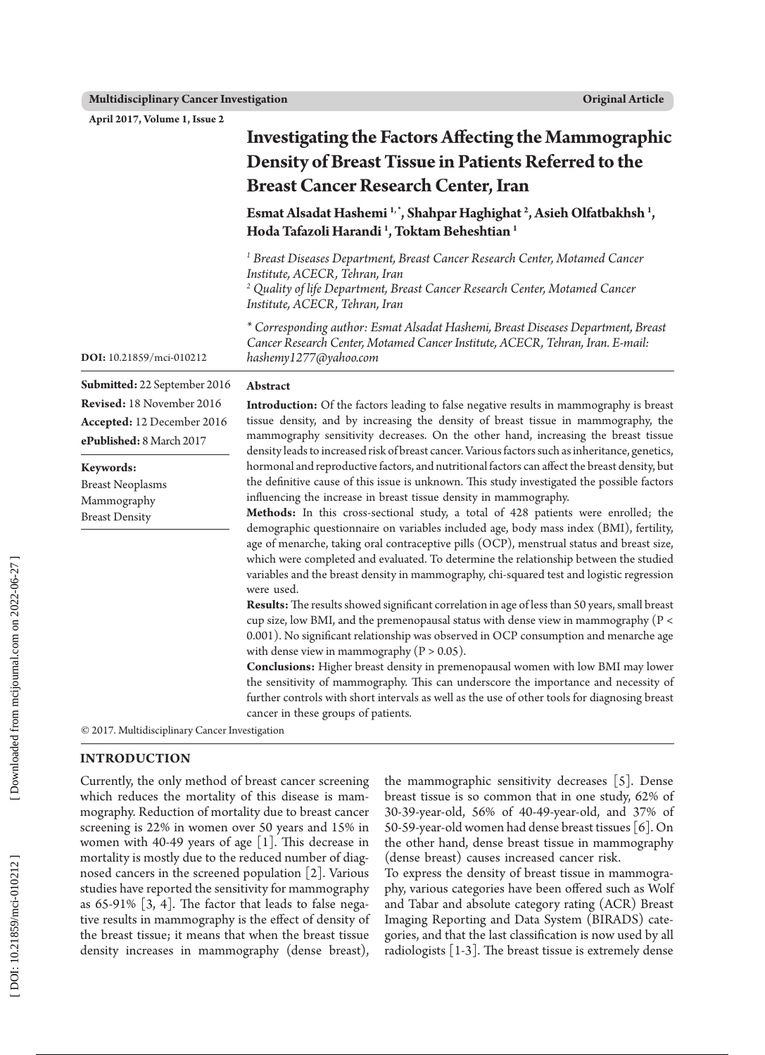# Investigating the Factors Affecting the Mammographic Density of Breast Tissue in Patients Referred to the Breast Cancer Research Center, Iran

**Esmat Alsadat Hashemi [1,*], Shahpar Haghighat [2], Asieh Olfatbakhsh [1], Hoda Tafazoli Harandi [1], Toktam Beheshtian [1]**

[1] *Breast Diseases Department, Breast Cancer Research Center, Motamed Cancer Institute, ACECR, Tehran, Iran*
[2] *Quality of life Department, Breast Cancer Research Center, Motamed Cancer Institute, ACECR, Tehran, Iran*

\* *Corresponding author: Esmat Alsadat Hashemi, Breast Diseases Department, Breast Cancer Research Center, Motamed Cancer Institute, ACECR, Tehran, Iran. E-mail: hashemy1277@yahoo.com*

**DOI:** 10.21859/mci-010212

**Submitted:** 22 September 2016
**Revised:** 18 November 2016
**Accepted:** 12 December 2016
**ePublished:** 8 March 2017

**Keywords:**
Breast Neoplasms
Mammography
Breast Density

## Abstract

**Introduction:** Of the factors leading to false negative results in mammography is breast tissue density, and by increasing the density of breast tissue in mammography, the mammography sensitivity decreases. On the other hand, increasing the breast tissue density leads to increased risk of breast cancer. Various factors such as inheritance, genetics, hormonal and reproductive factors, and nutritional factors can affect the breast density, but the definitive cause of this issue is unknown. This study investigated the possible factors influencing the increase in breast tissue density in mammography.

**Methods:** In this cross-sectional study, a total of 428 patients were enrolled; the demographic questionnaire on variables included age, body mass index (BMI), fertility, age of menarche, taking oral contraceptive pills (OCP), menstrual status and breast size, which were completed and evaluated. To determine the relationship between the studied variables and the breast density in mammography, chi-squared test and logistic regression were used.

**Results:** The results showed significant correlation in age of less than 50 years, small breast cup size, low BMI, and the premenopausal status with dense view in mammography ($P < 0.001$). No significant relationship was observed in OCP consumption and menarche age with dense view in mammography ($P > 0.05$).

**Conclusions:** Higher breast density in premenopausal women with low BMI may lower the sensitivity of mammography. This can underscore the importance and necessity of further controls with short intervals as well as the use of other tools for diagnosing breast cancer in these groups of patients.

© 2017. Multidisciplinary Cancer Investigation

## INTRODUCTION

Currently, the only method of breast cancer screening which reduces the mortality of this disease is mammography. Reduction of mortality due to breast cancer screening is 22% in women over 50 years and 15% in women with 40-49 years of age [1]. This decrease in mortality is mostly due to the reduced number of diagnosed cancers in the screened population [2]. Various studies have reported the sensitivity for mammography as 65-91% [3, 4]. The factor that leads to false negative results in mammography is the effect of density of the breast tissue; it means that when the breast tissue density increases in mammography (dense breast), the mammographic sensitivity decreases [5]. Dense breast tissue is so common that in one study, 62% of 30-39-year-old, 56% of 40-49-year-old, and 37% of 50-59-year-old women had dense breast tissues [6]. On the other hand, dense breast tissue in mammography (dense breast) causes increased cancer risk.

To express the density of breast tissue in mammography, various categories have been offered such as Wolf and Tabar and absolute category rating (ACR) Breast Imaging Reporting and Data System (BIRADS) categories, and that the last classification is now used by all radiologists [1-3]. The breast tissue is extremely dense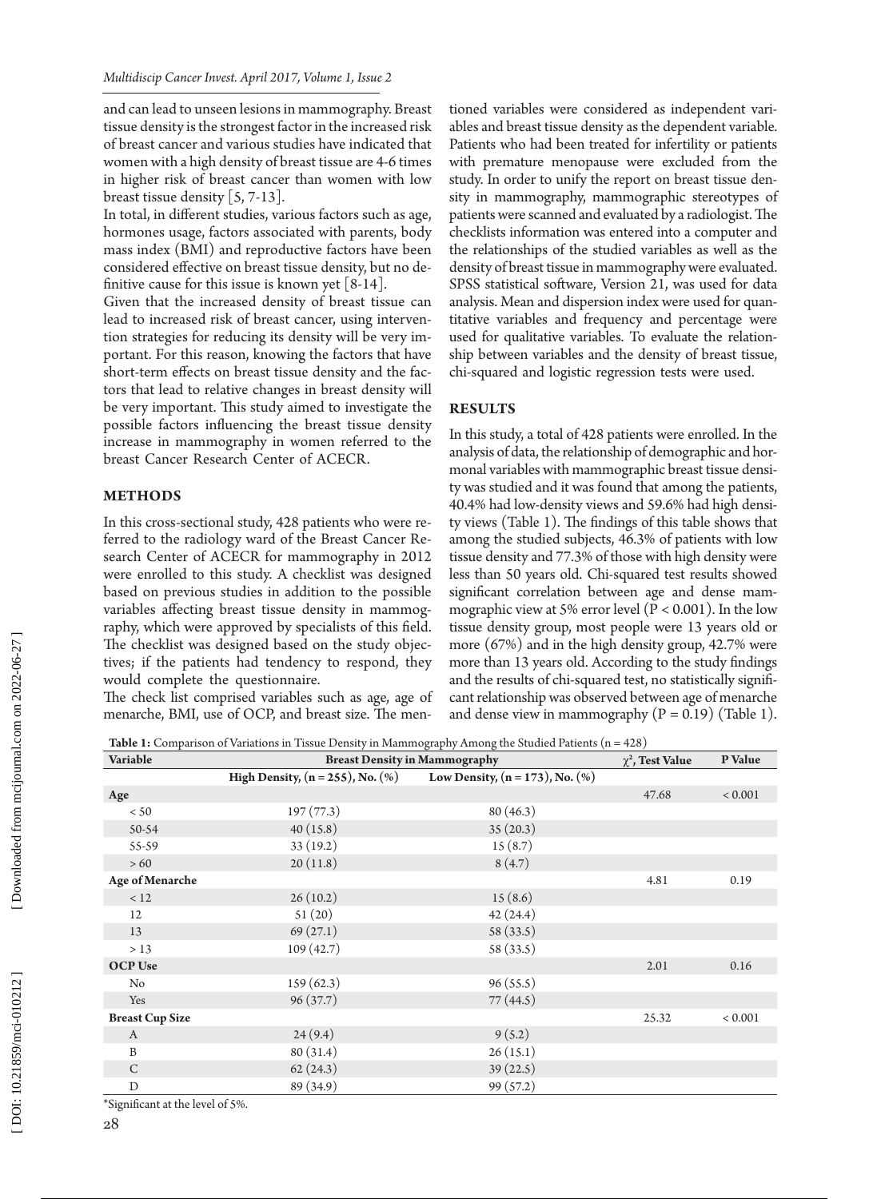and can lead to unseen lesions in mammography. Breast tissue density is the strongest factor in the increased risk of breast cancer and various studies have indicated that women with a high density of breast tissue are 4-6 times in higher risk of breast cancer than women with low breast tissue density [5, 7-13].

In total, in different studies, various factors such as age, hormones usage, factors associated with parents, body mass index (BMI) and reproductive factors have been considered effective on breast tissue density, but no definitive cause for this issue is known yet [8-14].

Given that the increased density of breast tissue can lead to increased risk of breast cancer, using intervention strategies for reducing its density will be very important. For this reason, knowing the factors that have short-term effects on breast tissue density and the factors that lead to relative changes in breast density will be very important. This study aimed to investigate the possible factors influencing the breast tissue density increase in mammography in women referred to the breast Cancer Research Center of ACECR.

## METHODS

In this cross-sectional study, 428 patients who were referred to the radiology ward of the Breast Cancer Research Center of ACECR for mammography in 2012 were enrolled to this study. A checklist was designed based on previous studies in addition to the possible variables affecting breast tissue density in mammography, which were approved by specialists of this field. The checklist was designed based on the study objectives; if the patients had tendency to respond, they would complete the questionnaire.

The check list comprised variables such as age, age of menarche, BMI, use of OCP, and breast size. The mentioned variables were considered as independent variables and breast tissue density as the dependent variable. Patients who had been treated for infertility or patients with premature menopause were excluded from the study. In order to unify the report on breast tissue density in mammography, mammographic stereotypes of patients were scanned and evaluated by a radiologist. The checklists information was entered into a computer and the relationships of the studied variables as well as the density of breast tissue in mammography were evaluated. SPSS statistical software, Version 21, was used for data analysis. Mean and dispersion index were used for quantitative variables and frequency and percentage were used for qualitative variables. To evaluate the relationship between variables and the density of breast tissue, chi-squared and logistic regression tests were used.

## RESULTS

In this study, a total of 428 patients were enrolled. In the analysis of data, the relationship of demographic and hormonal variables with mammographic breast tissue density was studied and it was found that among the patients, 40.4% had low-density views and 59.6% had high density views (Table 1). The findings of this table shows that among the studied subjects, 46.3% of patients with low tissue density and 77.3% of those with high density were less than 50 years old. Chi-squared test results showed significant correlation between age and dense mammographic view at 5% error level ($P < 0.001$). In the low tissue density group, most people were 13 years old or more (67%) and in the high density group, 42.7% were more than 13 years old. According to the study findings and the results of chi-squared test, no statistically significant relationship was observed between age of menarche and dense view in mammography ($P = 0.19$) (Table 1).

**Table 1:** Comparison of Variations in Tissue Density in Mammography Among the Studied Patients (n = 428)

| Variable | Breast Density in Mammography | | $\chi^2$, Test Value | P Value |
|---|---|---|---|---|
| | High Density, (n = 255), No. (%) | Low Density, (n = 173), No. (%) | | |
| **Age** | | | 47.68 | < 0.001 |
| < 50 | 197 (77.3) | 80 (46.3) | | |
| 50-54 | 40 (15.8) | 35 (20.3) | | |
| 55-59 | 33 (19.2) | 15 (8.7) | | |
| > 60 | 20 (11.8) | 8 (4.7) | | |
| **Age of Menarche** | | | 4.81 | 0.19 |
| < 12 | 26 (10.2) | 15 (8.6) | | |
| 12 | 51 (20) | 42 (24.4) | | |
| 13 | 69 (27.1) | 58 (33.5) | | |
| > 13 | 109 (42.7) | 58 (33.5) | | |
| **OCP Use** | | | 2.01 | 0.16 |
| No | 159 (62.3) | 96 (55.5) | | |
| Yes | 96 (37.7) | 77 (44.5) | | |
| **Breast Cup Size** | | | 25.32 | < 0.001 |
| A | 24 (9.4) | 9 (5.2) | | |
| B | 80 (31.4) | 26 (15.1) | | |
| C | 62 (24.3) | 39 (22.5) | | |
| D | 89 (34.9) | 99 (57.2) | | |

*Significant at the level of 5%.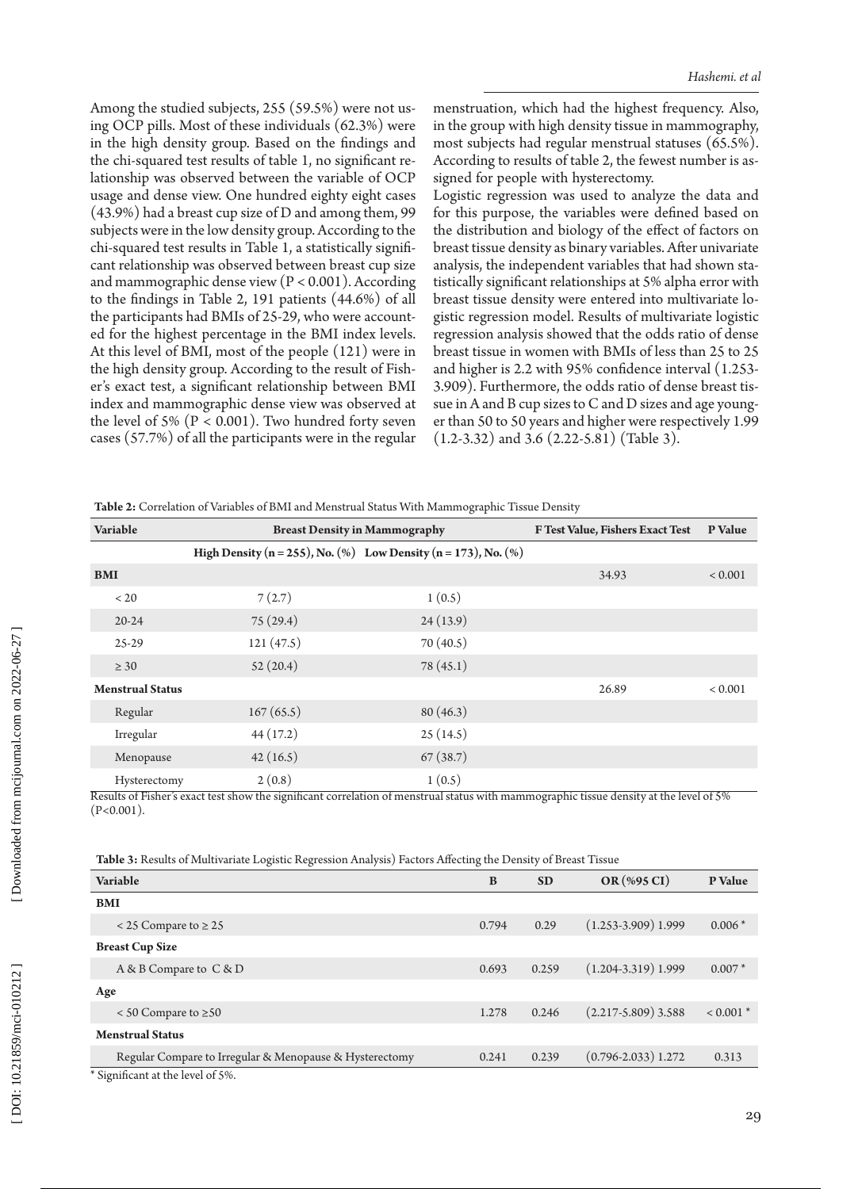Among the studied subjects, 255 (59.5%) were not using OCP pills. Most of these individuals (62.3%) were in the high density group. Based on the findings and the chi-squared test results of table 1, no significant relationship was observed between the variable of OCP usage and dense view. One hundred eighty eight cases (43.9%) had a breast cup size of D and among them, 99 subjects were in the low density group. According to the chi-squared test results in Table 1, a statistically significant relationship was observed between breast cup size and mammographic dense view ($P < 0.001$). According to the findings in Table 2, 191 patients (44.6%) of all the participants had BMIs of 25-29, who were accounted for the highest percentage in the BMI index levels. At this level of BMI, most of the people (121) were in the high density group. According to the result of Fisher's exact test, a significant relationship between BMI index and mammographic dense view was observed at the level of 5% ($P < 0.001$). Two hundred forty seven cases (57.7%) of all the participants were in the regular menstruation, which had the highest frequency. Also, in the group with high density tissue in mammography, most subjects had regular menstrual statuses (65.5%). According to results of table 2, the fewest number is assigned for people with hysterectomy.

Logistic regression was used to analyze the data and for this purpose, the variables were defined based on the distribution and biology of the effect of factors on breast tissue density as binary variables. After univariate analysis, the independent variables that had shown statistically significant relationships at 5% alpha error with breast tissue density were entered into multivariate logistic regression model. Results of multivariate logistic regression analysis showed that the odds ratio of dense breast tissue in women with BMIs of less than 25 to 25 and higher is 2.2 with 95% confidence interval (1.253-3.909). Furthermore, the odds ratio of dense breast tissue in A and B cup sizes to C and D sizes and age younger than 50 to 50 years and higher were respectively 1.99 (1.2-3.32) and 3.6 (2.22-5.81) (Table 3).

**Table 2:** Correlation of Variables of BMI and Menstrual Status With Mammographic Tissue Density

| Variable | Breast Density in Mammography | | F Test Value, Fishers Exact Test | P Value |
|---|---|---|---|---|
| | High Density (n = 255), No. (%) | Low Density (n = 173), No. (%) | | |
| **BMI** | | | 34.93 | < 0.001 |
| < 20 | 7 (2.7) | 1 (0.5) | | |
| 20-24 | 75 (29.4) | 24 (13.9) | | |
| 25-29 | 121 (47.5) | 70 (40.5) | | |
| ≥ 30 | 52 (20.4) | 78 (45.1) | | |
| **Menstrual Status** | | | 26.89 | < 0.001 |
| Regular | 167 (65.5) | 80 (46.3) | | |
| Irregular | 44 (17.2) | 25 (14.5) | | |
| Menopause | 42 (16.5) | 67 (38.7) | | |
| Hysterectomy | 2 (0.8) | 1 (0.5) | | |

Results of Fisher's exact test show the significant correlation of menstrual status with mammographic tissue density at the level of 5% ($P<0.001$).

**Table 3:** Results of Multivariate Logistic Regression Analysis) Factors Affecting the Density of Breast Tissue

| Variable | B | SD | OR (%95 CI) | P Value |
|---|---|---|---|---|
| **BMI** | | | | |
| < 25 Compare to ≥ 25 | 0.794 | 0.29 | (1.253-3.909) 1.999 | 0.006 * |
| **Breast Cup Size** | | | | |
| A & B Compare to C & D | 0.693 | 0.259 | (1.204-3.319) 1.999 | 0.007 * |
| **Age** | | | | |
| < 50 Compare to ≥50 | 1.278 | 0.246 | (2.217-5.809) 3.588 | < 0.001 * |
| **Menstrual Status** | | | | |
| Regular Compare to Irregular & Menopause & Hysterectomy | 0.241 | 0.239 | (0.796-2.033) 1.272 | 0.313 |

\* Significant at the level of 5%.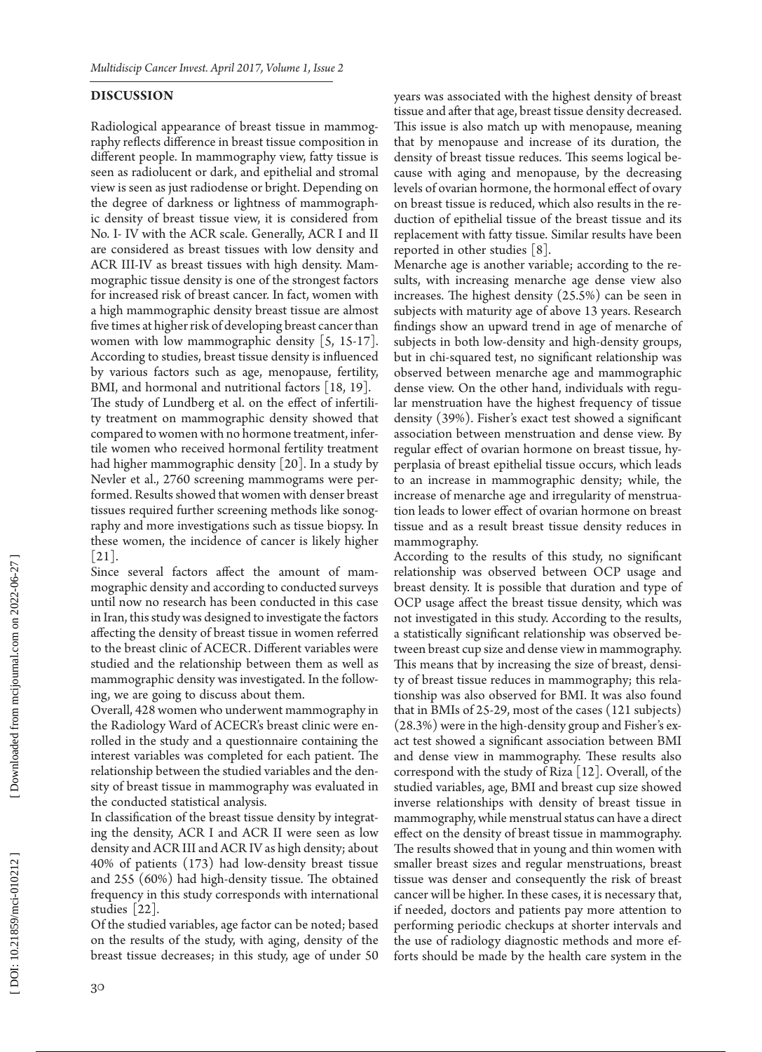## DISCUSSION

Radiological appearance of breast tissue in mammography reflects difference in breast tissue composition in different people. In mammography view, fatty tissue is seen as radiolucent or dark, and epithelial and stromal view is seen as just radiodense or bright. Depending on the degree of darkness or lightness of mammographic density of breast tissue view, it is considered from No. I- IV with the ACR scale. Generally, ACR I and II are considered as breast tissues with low density and ACR III-IV as breast tissues with high density. Mammographic tissue density is one of the strongest factors for increased risk of breast cancer. In fact, women with a high mammographic density breast tissue are almost five times at higher risk of developing breast cancer than women with low mammographic density [5, 15-17]. According to studies, breast tissue density is influenced by various factors such as age, menopause, fertility, BMI, and hormonal and nutritional factors [18, 19].

The study of Lundberg et al. on the effect of infertility treatment on mammographic density showed that compared to women with no hormone treatment, infertile women who received hormonal fertility treatment had higher mammographic density [20]. In a study by Nevler et al., 2760 screening mammograms were performed. Results showed that women with denser breast tissues required further screening methods like sonography and more investigations such as tissue biopsy. In these women, the incidence of cancer is likely higher [21].

Since several factors affect the amount of mammographic density and according to conducted surveys until now no research has been conducted in this case in Iran, this study was designed to investigate the factors affecting the density of breast tissue in women referred to the breast clinic of ACECR. Different variables were studied and the relationship between them as well as mammographic density was investigated. In the following, we are going to discuss about them.

Overall, 428 women who underwent mammography in the Radiology Ward of ACECR's breast clinic were enrolled in the study and a questionnaire containing the interest variables was completed for each patient. The relationship between the studied variables and the density of breast tissue in mammography was evaluated in the conducted statistical analysis.

In classification of the breast tissue density by integrating the density, ACR I and ACR II were seen as low density and ACR III and ACR IV as high density; about 40% of patients (173) had low-density breast tissue and 255 (60%) had high-density tissue. The obtained frequency in this study corresponds with international studies [22].

Of the studied variables, age factor can be noted; based on the results of the study, with aging, density of the breast tissue decreases; in this study, age of under 50 years was associated with the highest density of breast tissue and after that age, breast tissue density decreased. This issue is also match up with menopause, meaning that by menopause and increase of its duration, the density of breast tissue reduces. This seems logical because with aging and menopause, by the decreasing levels of ovarian hormone, the hormonal effect of ovary on breast tissue is reduced, which also results in the reduction of epithelial tissue of the breast tissue and its replacement with fatty tissue. Similar results have been reported in other studies [8].

Menarche age is another variable; according to the results, with increasing menarche age dense view also increases. The highest density (25.5%) can be seen in subjects with maturity age of above 13 years. Research findings show an upward trend in age of menarche of subjects in both low-density and high-density groups, but in chi-squared test, no significant relationship was observed between menarche age and mammographic dense view. On the other hand, individuals with regular menstruation have the highest frequency of tissue density (39%). Fisher's exact test showed a significant association between menstruation and dense view. By regular effect of ovarian hormone on breast tissue, hyperplasia of breast epithelial tissue occurs, which leads to an increase in mammographic density; while, the increase of menarche age and irregularity of menstruation leads to lower effect of ovarian hormone on breast tissue and as a result breast tissue density reduces in mammography.

According to the results of this study, no significant relationship was observed between OCP usage and breast density. It is possible that duration and type of OCP usage affect the breast tissue density, which was not investigated in this study. According to the results, a statistically significant relationship was observed between breast cup size and dense view in mammography. This means that by increasing the size of breast, density of breast tissue reduces in mammography; this relationship was also observed for BMI. It was also found that in BMIs of 25-29, most of the cases (121 subjects) (28.3%) were in the high-density group and Fisher's exact test showed a significant association between BMI and dense view in mammography. These results also correspond with the study of Riza [12]. Overall, of the studied variables, age, BMI and breast cup size showed inverse relationships with density of breast tissue in mammography, while menstrual status can have a direct effect on the density of breast tissue in mammography. The results showed that in young and thin women with smaller breast sizes and regular menstruations, breast tissue was denser and consequently the risk of breast cancer will be higher. In these cases, it is necessary that, if needed, doctors and patients pay more attention to performing periodic checkups at shorter intervals and the use of radiology diagnostic methods and more efforts should be made by the health care system in the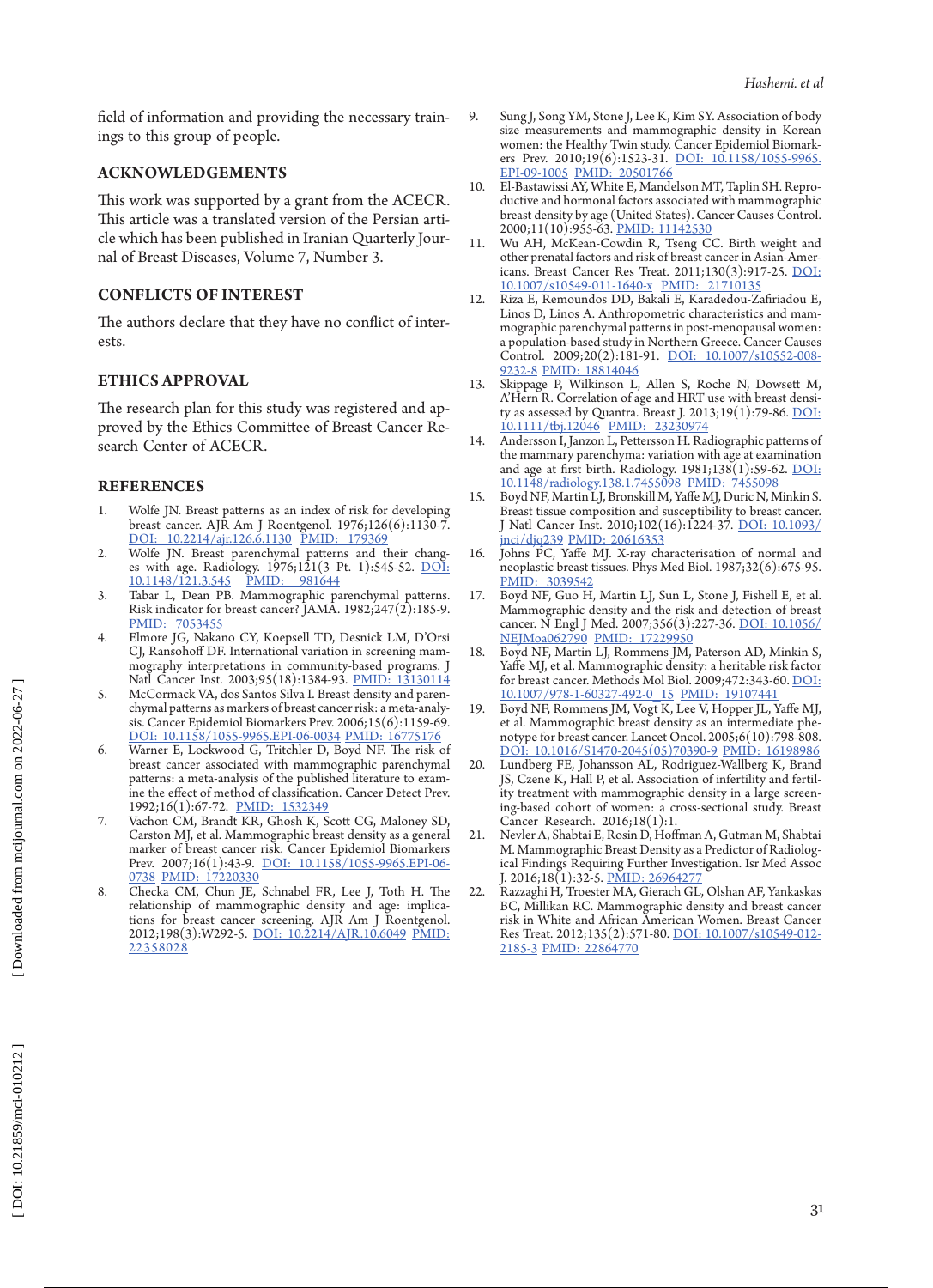field of information and providing the necessary trainings to this group of people.

## ACKNOWLEDGEMENTS

This work was supported by a grant from the ACECR. This article was a translated version of the Persian article which has been published in Iranian Quarterly Journal of Breast Diseases, Volume 7, Number 3.

## CONFLICTS OF INTEREST

The authors declare that they have no conflict of interests.

## ETHICS APPROVAL

The research plan for this study was registered and approved by the Ethics Committee of Breast Cancer Research Center of ACECR.

## REFERENCES

1. Wolfe JN. Breast patterns as an index of risk for developing breast cancer. AJR Am J Roentgenol. 1976;126(6):1130-7. DOI: 10.2214/ajr.126.6.1130 PMID: 179369
2. Wolfe JN. Breast parenchymal patterns and their changes with age. Radiology. 1976;121(3 Pt. 1):545-52. DOI: 10.1148/121.3.545 PMID: 981644
3. Tabar L, Dean PB. Mammographic parenchymal patterns. Risk indicator for breast cancer? JAMA. 1982;247(2):185-9. PMID: 7053455
4. Elmore JG, Nakano CY, Koepsell TD, Desnick LM, D'Orsi CJ, Ransohoff DF. International variation in screening mammography interpretations in community-based programs. J Natl Cancer Inst. 2003;95(18):1384-93. PMID: 13130114
5. McCormack VA, dos Santos Silva I. Breast density and parenchymal patterns as markers of breast cancer risk: a meta-analysis. Cancer Epidemiol Biomarkers Prev. 2006;15(6):1159-69. DOI: 10.1158/1055-9965.EPI-06-0034 PMID: 16775176
6. Warner E, Lockwood G, Tritchler D, Boyd NF. The risk of breast cancer associated with mammographic parenchymal patterns: a meta-analysis of the published literature to examine the effect of method of classification. Cancer Detect Prev. 1992;16(1):67-72. PMID: 1532349
7. Vachon CM, Brandt KR, Ghosh K, Scott CG, Maloney SD, Carston MJ, et al. Mammographic breast density as a general marker of breast cancer risk. Cancer Epidemiol Biomarkers Prev. 2007;16(1):43-9. DOI: 10.1158/1055-9965.EPI-06-0738 PMID: 17220330
8. Checka CM, Chun JE, Schnabel FR, Lee J, Toth H. The relationship of mammographic density and age: implications for breast cancer screening. AJR Am J Roentgenol. 2012;198(3):W292-5. DOI: 10.2214/AJR.10.6049 PMID: 22358028
9. Sung J, Song YM, Stone J, Lee K, Kim SY. Association of body size measurements and mammographic density in Korean women: the Healthy Twin study. Cancer Epidemiol Biomarkers Prev. 2010;19(6):1523-31. DOI: 10.1158/1055-9965.EPI-09-1005 PMID: 20501766
10. El-Bastawissi AY, White E, Mandelson MT, Taplin SH. Reproductive and hormonal factors associated with mammographic breast density by age (United States). Cancer Causes Control. 2000;11(10):955-63. PMID: 11142530
11. Wu AH, McKean-Cowdin R, Tseng CC. Birth weight and other prenatal factors and risk of breast cancer in Asian-Americans. Breast Cancer Res Treat. 2011;130(3):917-25. DOI: 10.1007/s10549-011-1640-x PMID: 21710135
12. Riza E, Remoundos DD, Bakali E, Karadedou-Zafiriadou E, Linos D, Linos A. Anthropometric characteristics and mammographic parenchymal patterns in post-menopausal women: a population-based study in Northern Greece. Cancer Causes Control. 2009;20(2):181-91. DOI: 10.1007/s10552-008-9232-8 PMID: 18814046
13. Skippage P, Wilkinson L, Allen S, Roche N, Dowsett M, A'Hern R. Correlation of age and HRT use with breast density as assessed by Quantra. Breast J. 2013;19(1):79-86. DOI: 10.1111/tbj.12046 PMID: 23230974
14. Andersson I, Janzon L, Pettersson H. Radiographic patterns of the mammary parenchyma: variation with age at examination and age at first birth. Radiology. 1981;138(1):59-62. DOI: 10.1148/radiology.138.1.7455098 PMID: 7455098
15. Boyd NF, Martin LJ, Bronskill M, Yaffe MJ, Duric N, Minkin S. Breast tissue composition and susceptibility to breast cancer. J Natl Cancer Inst. 2010;102(16):1224-37. DOI: 10.1093/jnci/djq239 PMID: 20616353
16. Johns PC, Yaffe MJ. X-ray characterisation of normal and neoplastic breast tissues. Phys Med Biol. 1987;32(6):675-95. PMID: 3039542
17. Boyd NF, Guo H, Martin LJ, Sun L, Stone J, Fishell E, et al. Mammographic density and the risk and detection of breast cancer. N Engl J Med. 2007;356(3):227-36. DOI: 10.1056/NEJMoa062790 PMID: 17229950
18. Boyd NF, Martin LJ, Rommens JM, Paterson AD, Minkin S, Yaffe MJ, et al. Mammographic density: a heritable risk factor for breast cancer. Methods Mol Biol. 2009;472:343-60. DOI: 10.1007/978-1-60327-492-0_15 PMID: 19107441
19. Boyd NF, Rommens JM, Vogt K, Lee V, Hopper JL, Yaffe MJ, et al. Mammographic breast density as an intermediate phenotype for breast cancer. Lancet Oncol. 2005;6(10):798-808. DOI: 10.1016/S1470-2045(05)70390-9 PMID: 16198986
20. Lundberg FE, Johansson AL, Rodriguez-Wallberg K, Brand JS, Czene K, Hall P, et al. Association of infertility and fertility treatment with mammographic density in a large screening-based cohort of women: a cross-sectional study. Breast Cancer Research. 2016;18(1):1.
21. Nevler A, Shabtai E, Rosin D, Hoffman A, Gutman M, Shabtai M. Mammographic Breast Density as a Predictor of Radiological Findings Requiring Further Investigation. Isr Med Assoc J. 2016;18(1):32-5. PMID: 26964277
22. Razzaghi H, Troester MA, Gierach GL, Olshan AF, Yankaskas BC, Millikan RC. Mammographic density and breast cancer risk in White and African American Women. Breast Cancer Res Treat. 2012;135(2):571-80. DOI: 10.1007/s10549-012-2185-3 PMID: 22864770